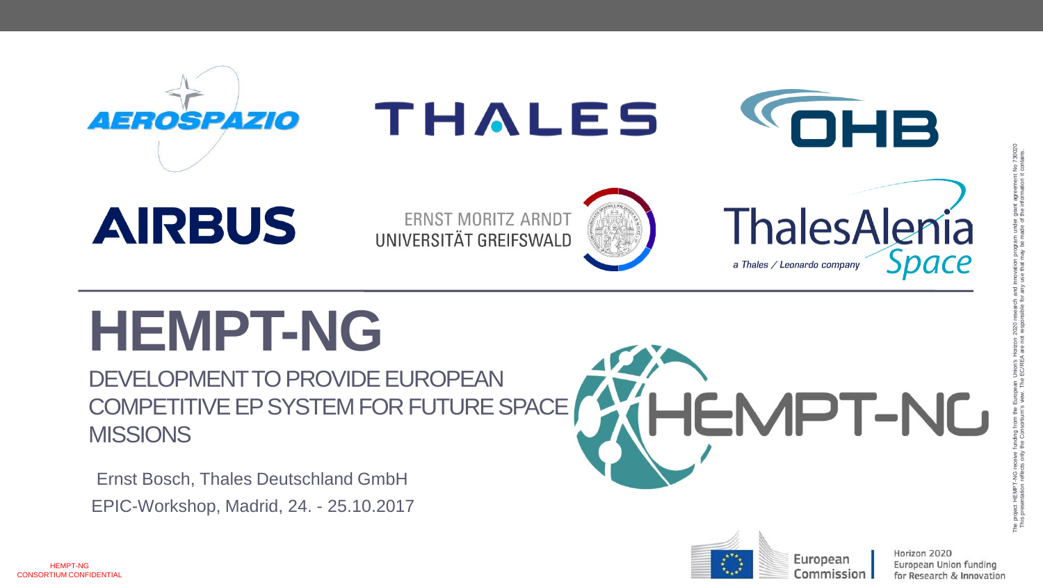# HEMPT-NG

DEVELOPMENT TO PROVIDE EUROPEAN COMPETITIVE EP SYSTEM FOR FUTURE SPACE MISSIONS

Ernst Bosch, Thales Deutschland GmbH

EPIC-Workshop, Madrid, 24. - 25.10.2017

The project HEMPT-NG receive funding from the European Union's Horizon 2020 research and innovation program under grant agreement No 730020
This presentation reflects only the Consortium's view. The EC/REA are not responsible for any use that may be made of the information it contains.

HEMPT-NG
CONSORTIUM CONFIDENTIAL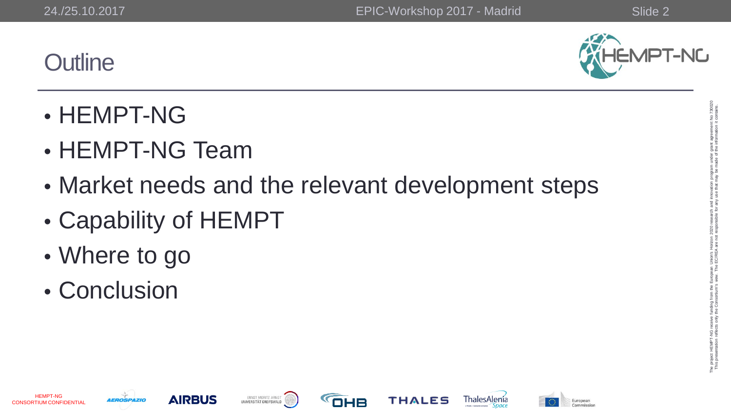# Outline

- HEMPT-NG
- HEMPT-NG Team
- Market needs and the relevant development steps
- Capability of HEMPT
- Where to go
- Conclusion

The project HEMPT-NG receive funding from the European Union's Horizon 2020 research and innovation program under grant agreement No 730020
This presentation reflects only the Consortium's view. The EC/REA are not responsible for any use that may be made of the information it contains.

HEMPT-NG CONSORTIUM CONFIDENTIAL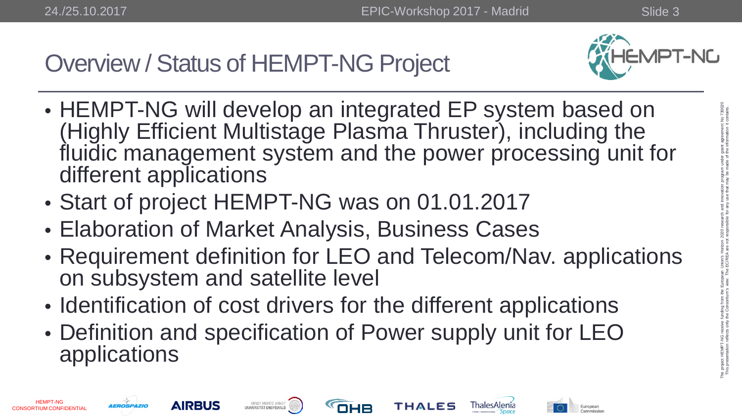# Overview / Status of HEMPT-NG Project

- HEMPT-NG will develop an integrated EP system based on (Highly Efficient Multistage Plasma Thruster), including the fluidic management system and the power processing unit for different applications
- Start of project HEMPT-NG was on 01.01.2017
- Elaboration of Market Analysis, Business Cases
- Requirement definition for LEO and Telecom/Nav. applications on subsystem and satellite level
- Identification of cost drivers for the different applications
- Definition and specification of Power supply unit for LEO applications

The project HEMPT-NG receive funding from the European Union's Horizon 2020 research and innovation program under grant agreement No 730020
This presentation reflects only the Consortium's view. The EC/REA are not responsible for any use that may be made of the information it contains.

HEMPT-NG CONSORTIUM CONFIDENTIAL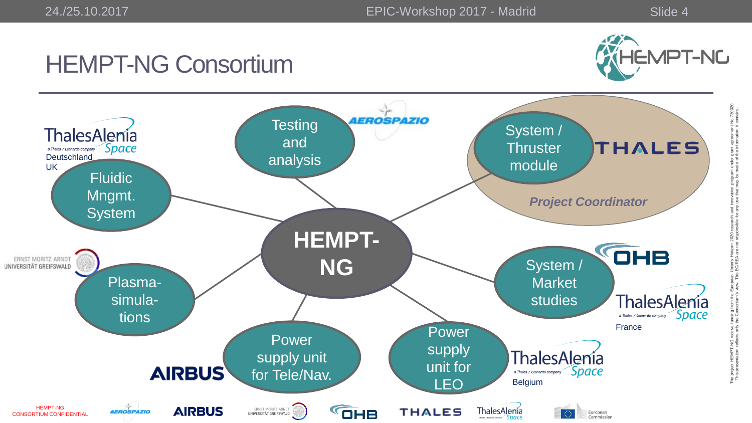# HEMPT-NG Consortium

**HEMPT-NG**

- **Testing and analysis** — AEROSPAZIO
- **System / Thruster module** — THALES — *Project Coordinator*
- **Fluidic Mngmt. System** — Thales Alenia Space Deutschland UK
- **Plasma-simulations** — Ernst Moritz Arndt Universität Greifswald
- **System / Market studies** — OHB, Thales Alenia Space France
- **Power supply unit for Tele/Nav.** — AIRBUS
- **Power supply unit for LEO** — Thales Alenia Space Belgium

The project HEMPT-NG receive funding from the European Union's Horizon 2020 research and innovation program under grant agreement No 730020
This presentation reflects only the Consortium's view. The EC/REA are not responsible for any use that may be made of the information it contains.

HEMPT-NG CONSORTIUM CONFIDENTIAL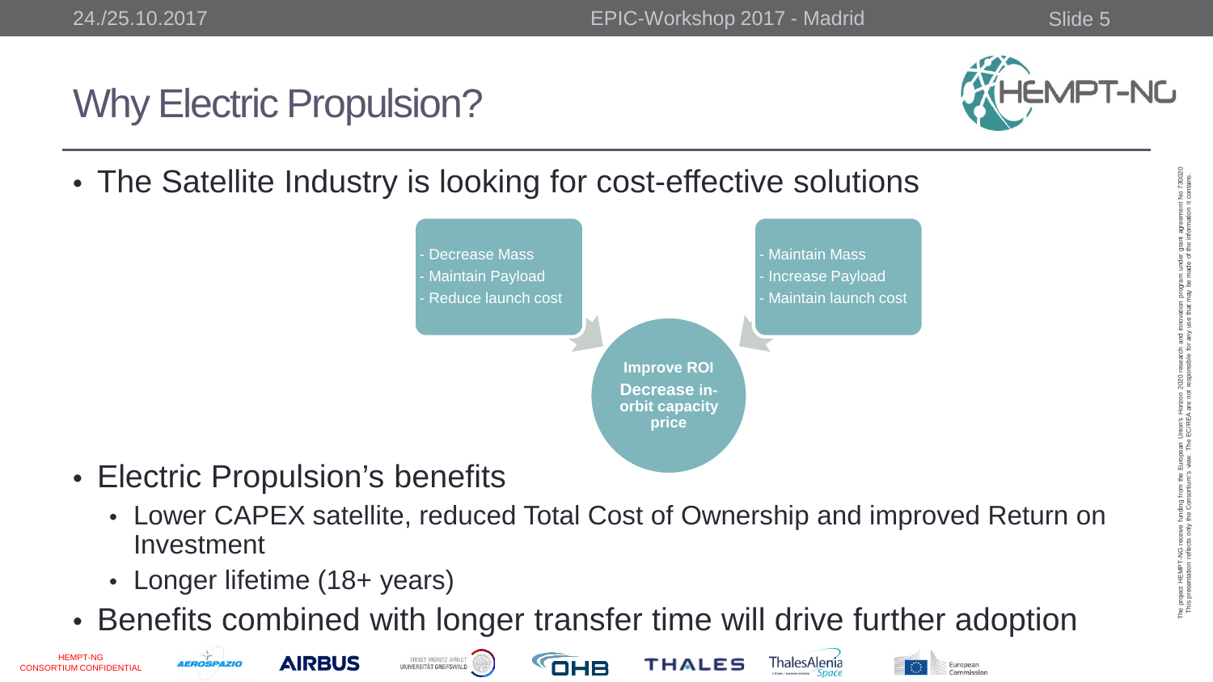# Why Electric Propulsion?

- The Satellite Industry is looking for cost-effective solutions

- Decrease Mass
- Maintain Payload
- Reduce launch cost

- Maintain Mass
- Increase Payload
- Maintain launch cost

**Improve ROI**
**Decrease in-orbit capacity price**

- Electric Propulsion's benefits
  - Lower CAPEX satellite, reduced Total Cost of Ownership and improved Return on Investment
  - Longer lifetime (18+ years)
- Benefits combined with longer transfer time will drive further adoption

HEMPT-NG CONSORTIUM CONFIDENTIAL

The project HEMPT-NG receive funding from the European Union's Horizon 2020 research and innovation program under grant agreement No 730020
This presentation reflects only the Consortium's view. The EC/REA are not responsible for any use that may be made of the information it contains.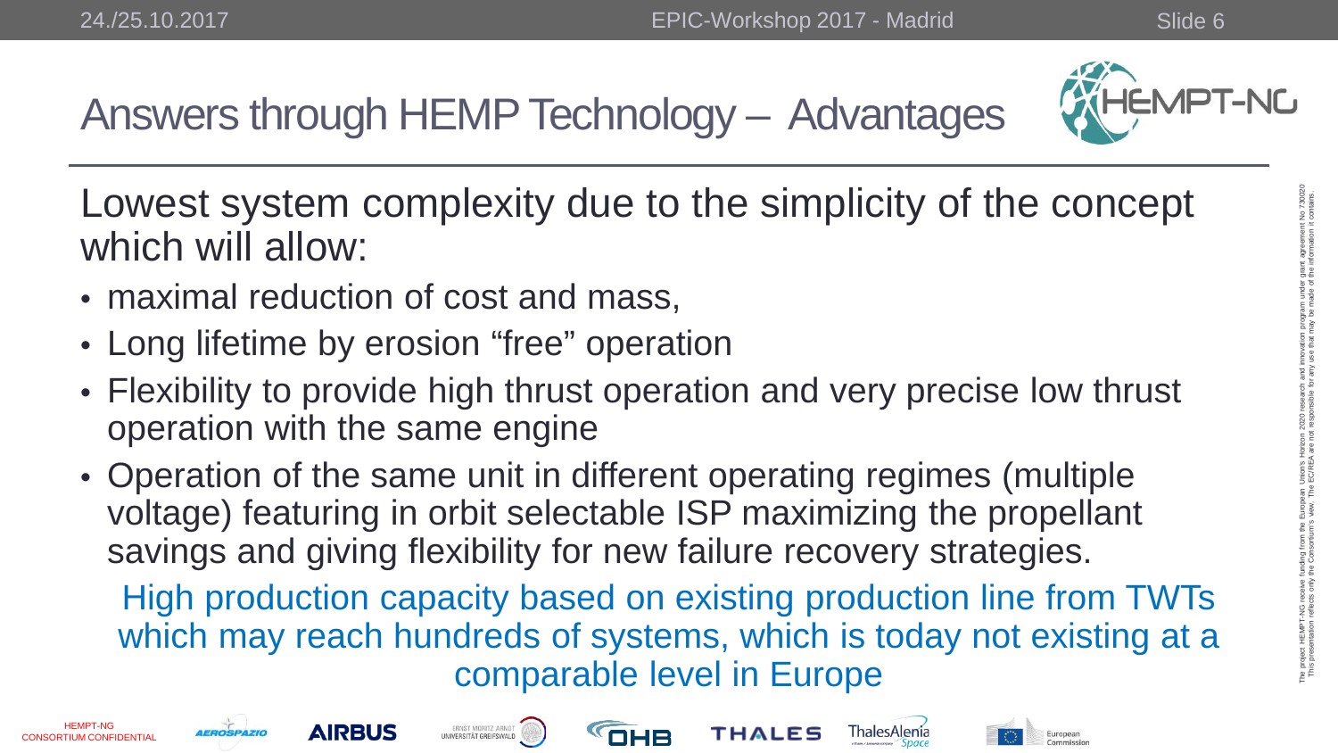# Answers through HEMP Technology – Advantages

Lowest system complexity due to the simplicity of the concept which will allow:

- maximal reduction of cost and mass,
- Long lifetime by erosion "free" operation
- Flexibility to provide high thrust operation and very precise low thrust operation with the same engine
- Operation of the same unit in different operating regimes (multiple voltage) featuring in orbit selectable ISP maximizing the propellant savings and giving flexibility for new failure recovery strategies.

High production capacity based on existing production line from TWTs which may reach hundreds of systems, which is today not existing at a comparable level in Europe

HEMPT-NG CONSORTIUM CONFIDENTIAL

The project HEMPT-NG receive funding from the European Union's Horizon 2020 research and innovation program under grant agreement No 730020. This presentation reflects only the Consortium's view. The EC/REA are not responsible for any use that may be made of the information it contains.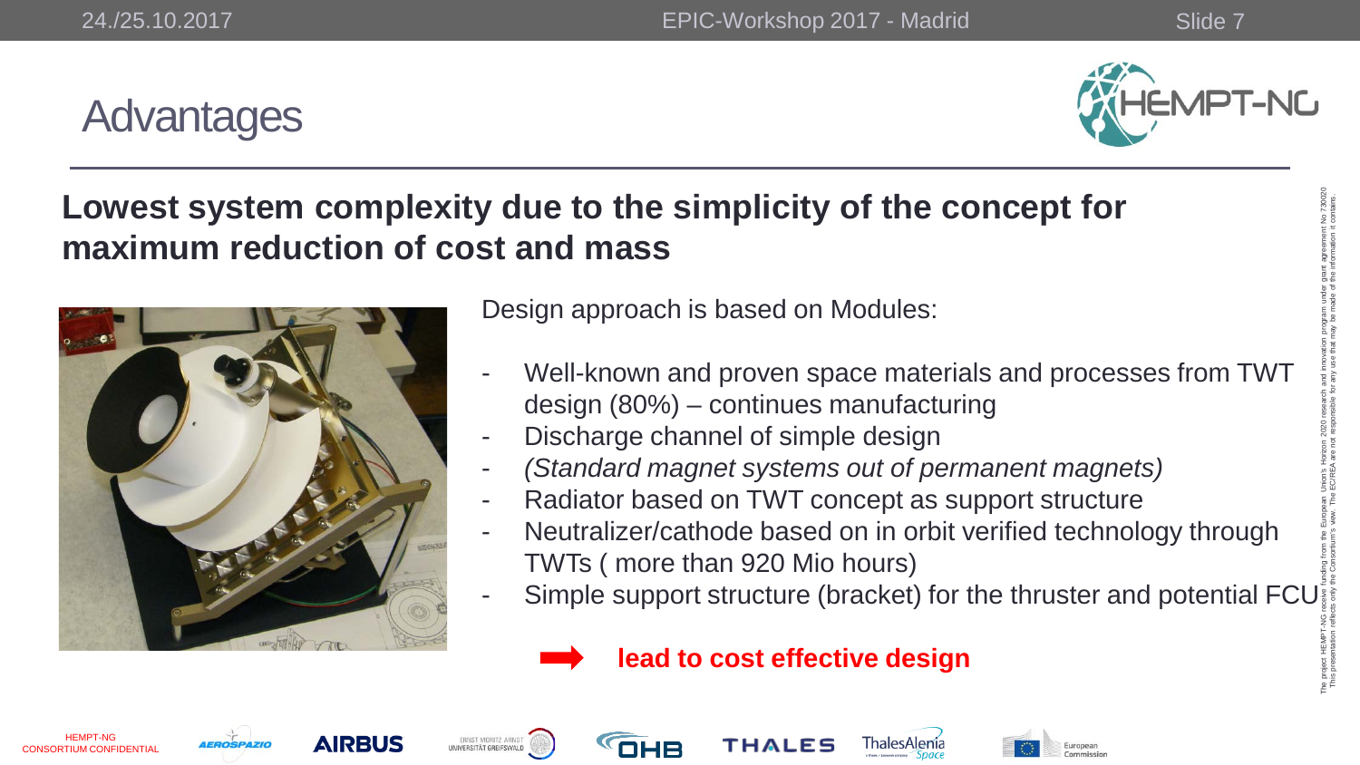# Advantages

**Lowest system complexity due to the simplicity of the concept for maximum reduction of cost and mass**

Design approach is based on Modules:

- Well-known and proven space materials and processes from TWT design (80%) – continues manufacturing
- Discharge channel of simple design
- *(Standard magnet systems out of permanent magnets)*
- Radiator based on TWT concept as support structure
- Neutralizer/cathode based on in orbit verified technology through TWTs ( more than 920 Mio hours)
- Simple support structure (bracket) for the thruster and potential FCU

➡ **lead to cost effective design**

The project HEMPT-NG receive funding from the European Union's Horizon 2020 research and innovation program under grant agreement No 730020
This presentation reflects only the Consortium's view. The EC/REA are not responsible for any use that may be made of the information it contains.

HEMPT-NG CONSORTIUM CONFIDENTIAL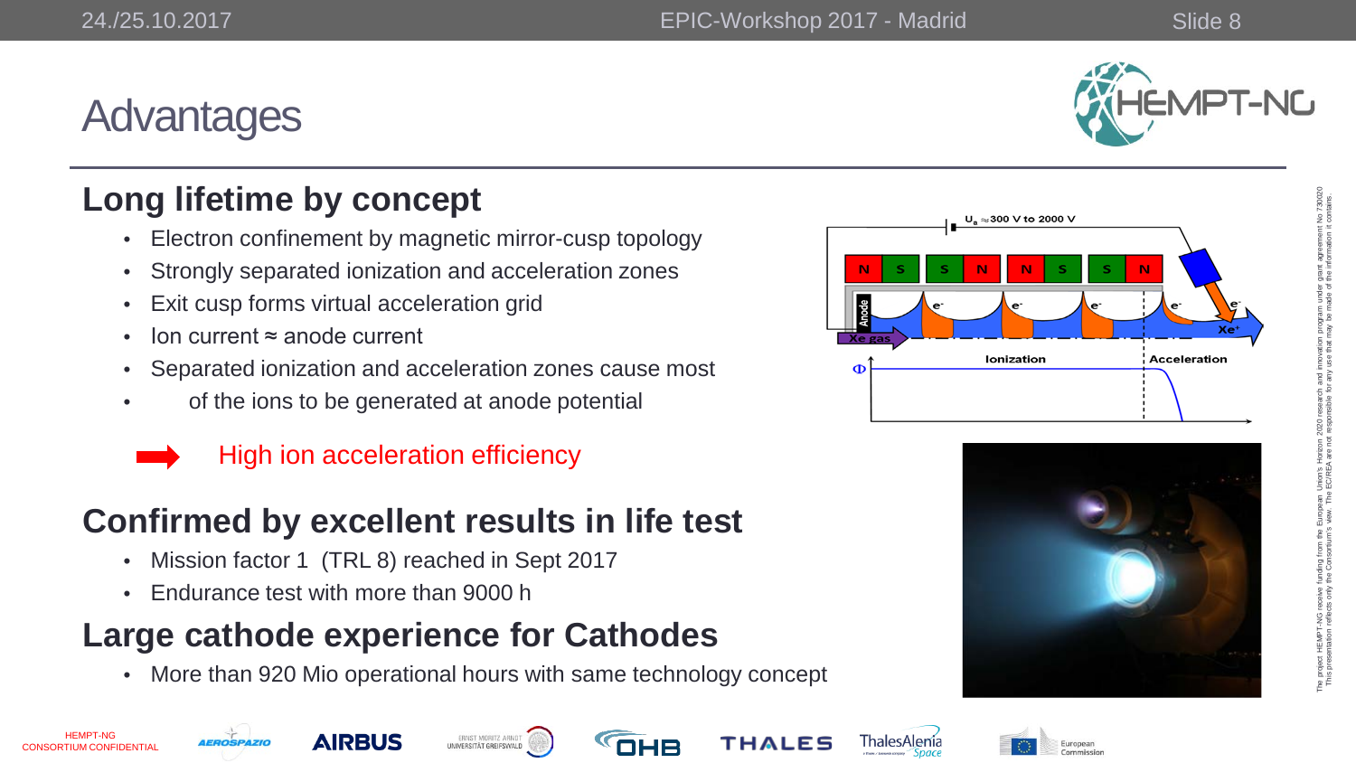# Advantages

## Long lifetime by concept

- Electron confinement by magnetic mirror-cusp topology
- Strongly separated ionization and acceleration zones
- Exit cusp forms virtual acceleration grid
- Ion current ≈ anode current
- Separated ionization and acceleration zones cause most
- of the ions to be generated at anode potential

➡ High ion acceleration efficiency

## Confirmed by excellent results in life test

- Mission factor 1 (TRL 8) reached in Sept 2017
- Endurance test with more than 9000 h

## Large cathode experience for Cathodes

- More than 920 Mio operational hours with same technology concept

HEMPT-NG CONSORTIUM CONFIDENTIAL

The project HEMPT-NG receive funding from the European Union's Horizon 2020 research and innovation program under grant agreement No 730020. This presentation reflects only the Consortium's view. The EC/REA are not responsible for any use that may be made of the information it contains.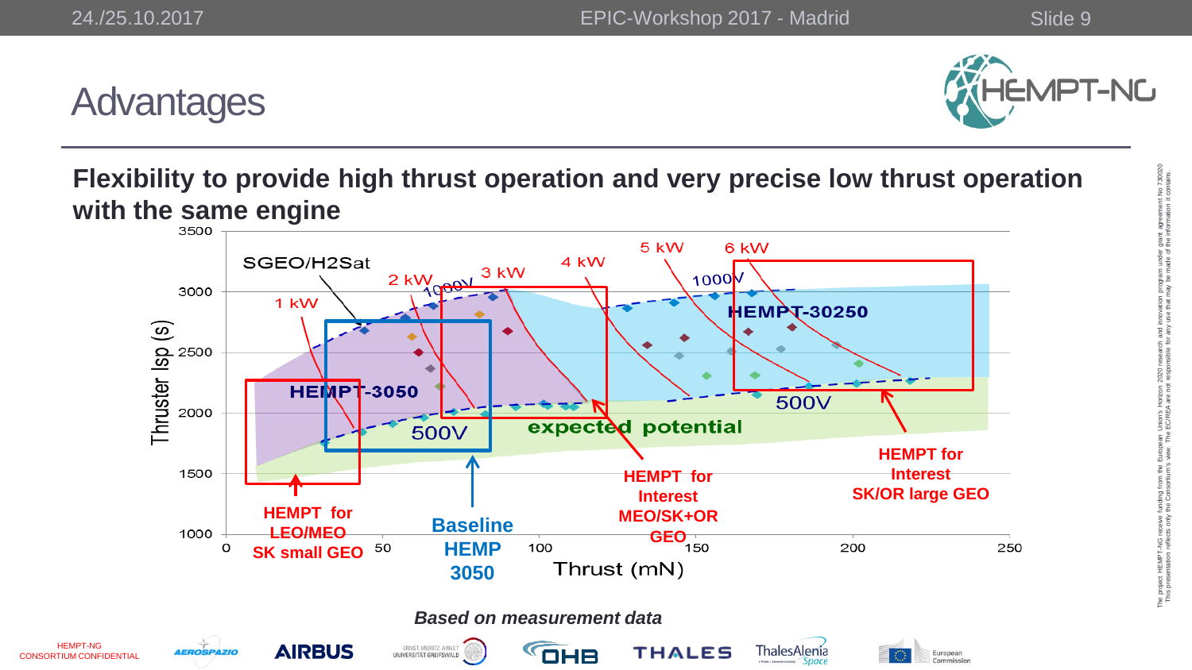# Advantages

**Flexibility to provide high thrust operation and very precise low thrust operation with the same engine**

Thruster Isp (s)

3500
3000
2500
2000
1500
1000

0 50 100 150 200 250

Thrust (mN)

SGEO/H2Sat

1 kW 2 kW 3 kW 4 kW 5 kW 6 kW

1000V 1000V

HEMPT-3050

HEMPT-30250

500V 500V

expected potential

**HEMPT for LEO/MEO SK small GEO**

**Baseline HEMP 3050**

**HEMPT for Interest MEO/SK+OR GEO**

**HEMPT for Interest SK/OR large GEO**

***Based on measurement data***

HEMPT-NG CONSORTIUM CONFIDENTIAL

The project HEMPT-NG receive funding from the European Union's Horizon 2020 research and innovation program under grant agreement No 730020. This presentation reflects only the Consortium's view. The EC/REA are not responsible for any use that may be made of the information it contains.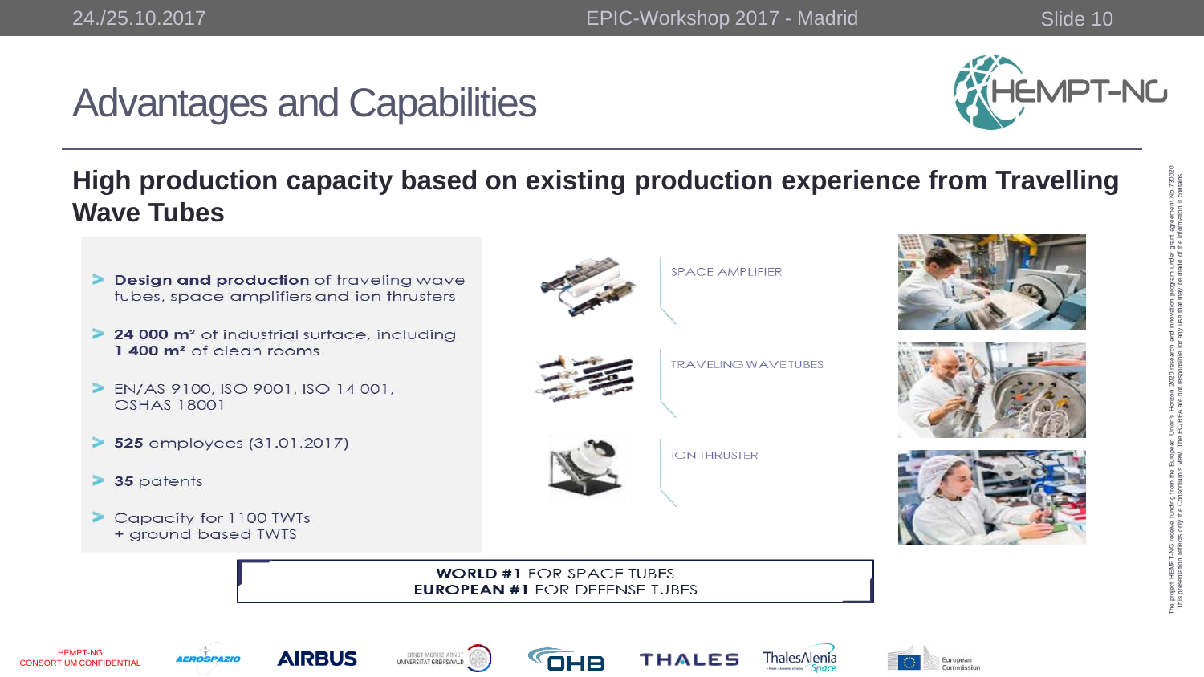# Advantages and Capabilities

## High production capacity based on existing production experience from Travelling Wave Tubes

- **Design and production** of traveling wave tubes, space amplifiers and ion thrusters
- **24 000 m²** of industrial surface, including **1 400 m²** of clean rooms
- EN/AS 9100, ISO 9001, ISO 14 001, OSHAS 18001
- **525** employees (31.01.2017)
- **35** patents
- Capacity for 1100 TWTs + ground based TWTS

SPACE AMPLIFIER

TRAVELING WAVE TUBES

ION THRUSTER

**WORLD #1** FOR SPACE TUBES
**EUROPEAN #1** FOR DEFENSE TUBES

HEMPT-NG CONSORTIUM CONFIDENTIAL

The project HEMPT-NG receive funding from the European Union's Horizon 2020 research and innovation program under grant agreement No 730020. This presentation reflects only the Consortium's view. The EC/REA are not responsible for any use that may be made of the information it contains.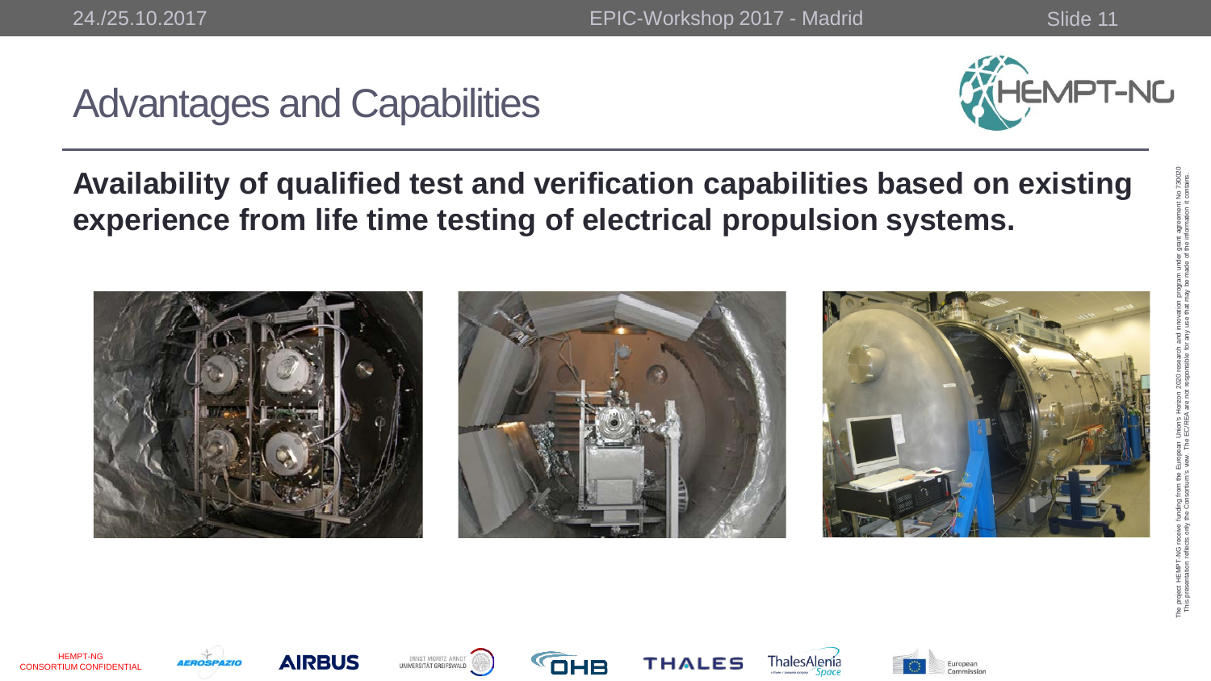# Advantages and Capabilities

**Availability of qualified test and verification capabilities based on existing experience from life time testing of electrical propulsion systems.**

HEMPT-NG CONSORTIUM CONFIDENTIAL

The project HEMPT-NG receive funding from the European Union's Horizon 2020 research and innovation program under grant agreement No 730020
This presentation reflects only the Consortium's view. The EC/REA are not responsible for any use that may be made of the information it contains.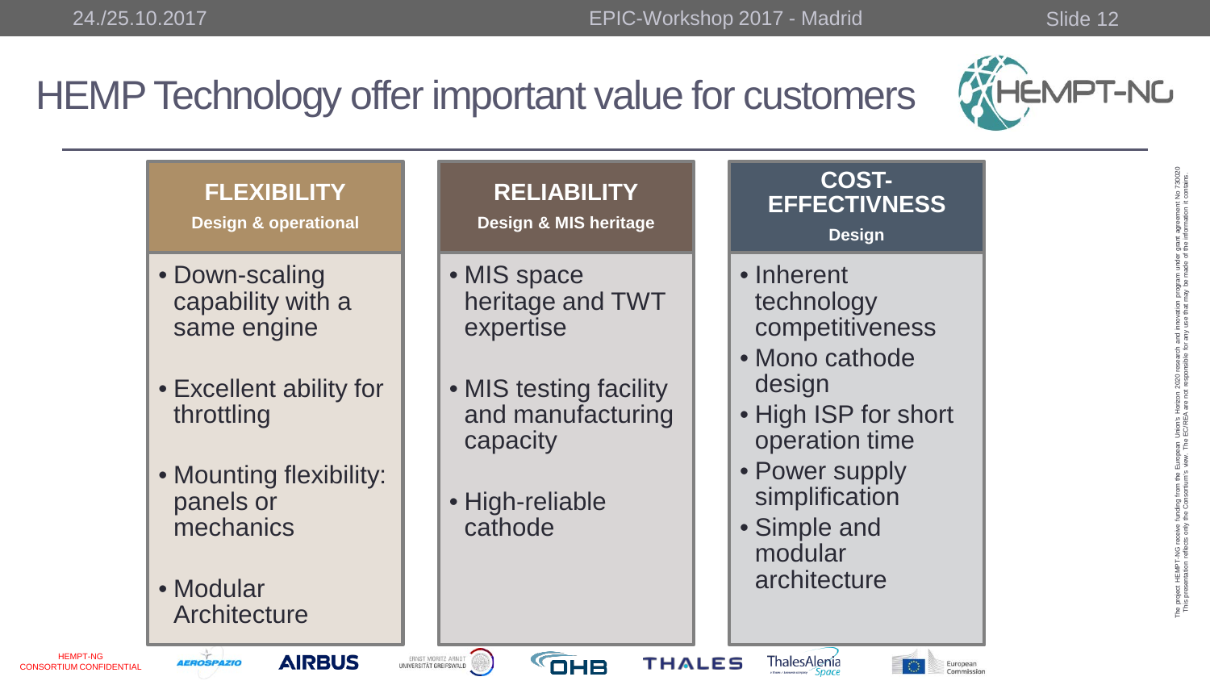# HEMP Technology offer important value for customers

## FLEXIBILITY
**Design & operational**

- Down-scaling capability with a same engine
- Excellent ability for throttling
- Mounting flexibility: panels or mechanics
- Modular Architecture

## RELIABILITY
**Design & MIS heritage**

- MIS space heritage and TWT expertise
- MIS testing facility and manufacturing capacity
- High-reliable cathode

## COST-EFFECTIVNESS
**Design**

- Inherent technology competitiveness
- Mono cathode design
- High ISP for short operation time
- Power supply simplification
- Simple and modular architecture

HEMPT-NG CONSORTIUM CONFIDENTIAL

The project HEMPT-NG receive funding from the European Union's Horizon 2020 research and innovation program under grant agreement No 730020
This presentation reflects only the Consortium's view. The EC/REA are not responsible for any use that may be made of the information it contains.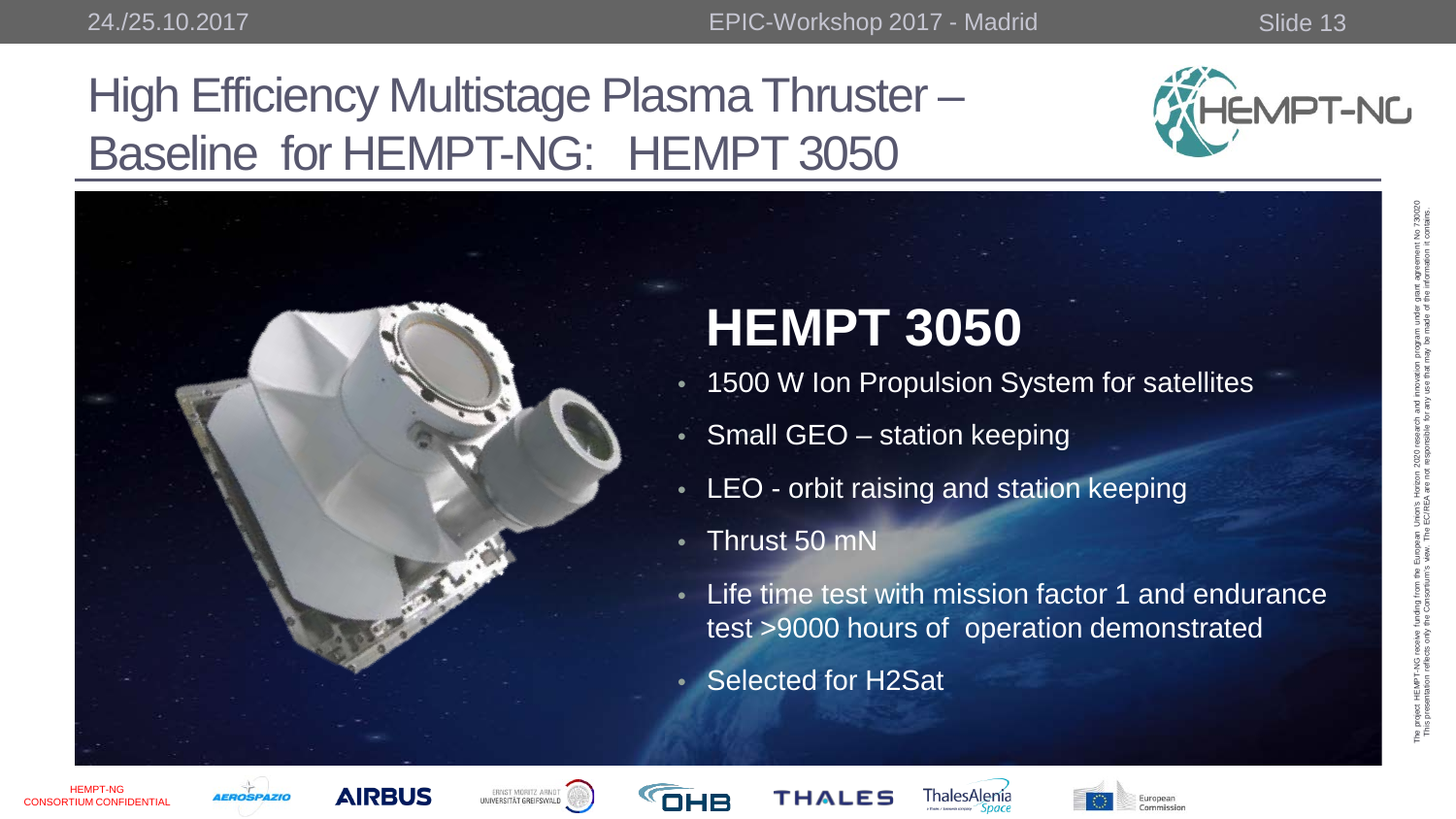# High Efficiency Multistage Plasma Thruster – Baseline for HEMPT-NG: HEMPT 3050

## HEMPT 3050

- 1500 W Ion Propulsion System for satellites
- Small GEO – station keeping
- LEO - orbit raising and station keeping
- Thrust 50 mN
- Life time test with mission factor 1 and endurance test >9000 hours of operation demonstrated
- Selected for H2Sat

HEMPT-NG CONSORTIUM CONFIDENTIAL

The project HEMPT-NG receive funding from the European Union's Horizon 2020 research and innovation program under grant agreement No 730020. This presentation reflects only the Consortium's view. The EC/REA are not responsible for any use that may be made of the information it contains.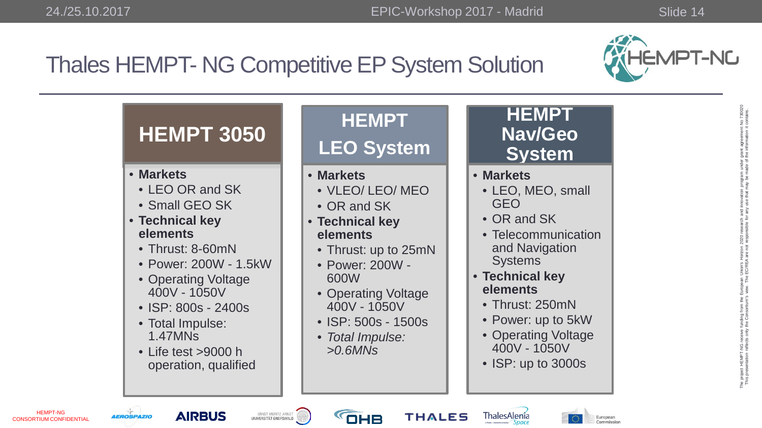# Thales HEMPT- NG Competitive EP System Solution

## HEMPT 3050

- **Markets**
  - LEO OR and SK
  - Small GEO SK
- **Technical key elements**
  - Thrust: 8-60mN
  - Power: 200W - 1.5kW
  - Operating Voltage 400V - 1050V
  - ISP: 800s - 2400s
  - Total Impulse: 1.47MNs
  - Life test >9000 h operation, qualified

## HEMPT LEO System

- **Markets**
  - VLEO/ LEO/ MEO
  - OR and SK
- **Technical key elements**
  - Thrust: up to 25mN
  - Power: 200W - 600W
  - Operating Voltage 400V - 1050V
  - ISP: 500s - 1500s
  - *Total Impulse: >0.6MNs*

## HEMPT Nav/Geo System

- **Markets**
  - LEO, MEO, small GEO
  - OR and SK
  - Telecommunication and Navigation Systems
- **Technical key elements**
  - Thrust: 250mN
  - Power: up to 5kW
  - Operating Voltage 400V - 1050V
  - ISP: up to 3000s

HEMPT-NG CONSORTIUM CONFIDENTIAL

The project HEMPT-NG receive funding from the European Union's Horizon 2020 research and innovation program under grant agreement No 730020. This presentation reflects only the Consortium's view. The EC/REA are not responsible for any use that may be made of the information it contains.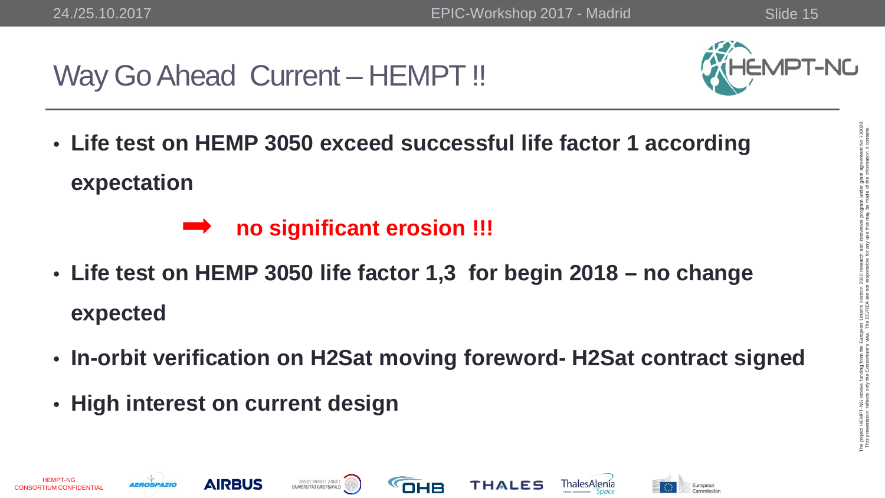# Way Go Ahead Current – HEMPT !!

- **Life test on HEMP 3050 exceed successful life factor 1 according expectation**

  ➡ **no significant erosion !!!**

- **Life test on HEMP 3050 life factor 1,3 for begin 2018 – no change expected**
- **In-orbit verification on H2Sat moving foreword- H2Sat contract signed**
- **High interest on current design**

HEMPT-NG CONSORTIUM CONFIDENTIAL

The project HEMPT-NG receive funding from the European Union's Horizon 2020 research and innovation program under grant agreement No 730020
This presentation reflects only the Consortium's view. The EC/REA are not responsible for any use that may be made of the information it contains.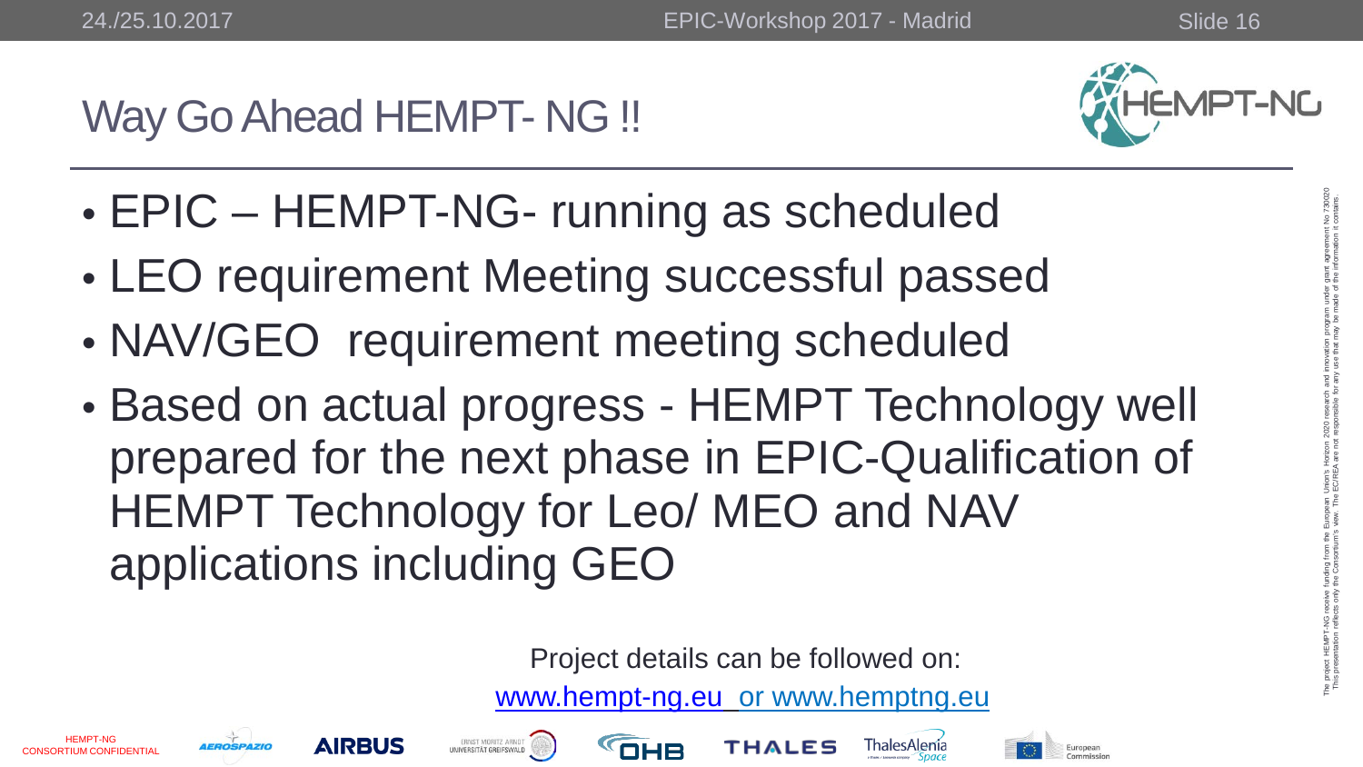# Way Go Ahead HEMPT- NG !!

- EPIC – HEMPT-NG- running as scheduled
- LEO requirement Meeting successful passed
- NAV/GEO requirement meeting scheduled
- Based on actual progress - HEMPT Technology well prepared for the next phase in EPIC-Qualification of HEMPT Technology for Leo/ MEO and NAV applications including GEO

Project details can be followed on:
www.hempt-ng.eu or www.hemptng.eu

HEMPT-NG CONSORTIUM CONFIDENTIAL

The project HEMPT-NG receive funding from the European Union's Horizon 2020 research and innovation program under grant agreement No 730020. This presentation reflects only the Consortium's view. The EC/REA are not responsible for any use that may be made of the information it contains.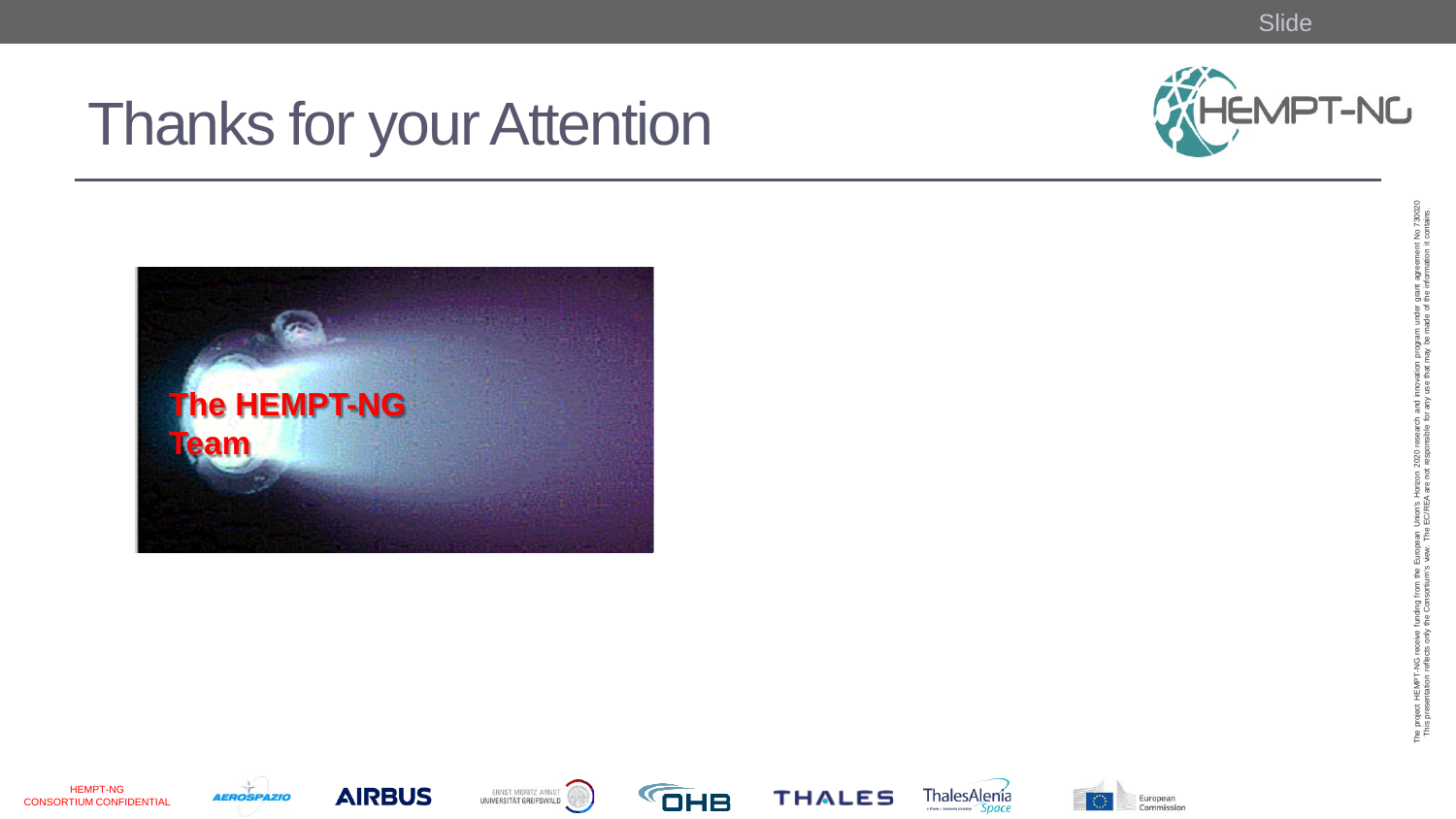# Thanks for your Attention

**The HEMPT-NG Team**

HEMPT-NG
CONSORTIUM CONFIDENTIAL

The project HEMPT-NG receive funding from the European Union's Horizon 2020 research and innovation program under grant agreement No 730020
This presentation reflects only the Consortium's view. The EC/REA are not responsible for any use that may be made of the information it contains.